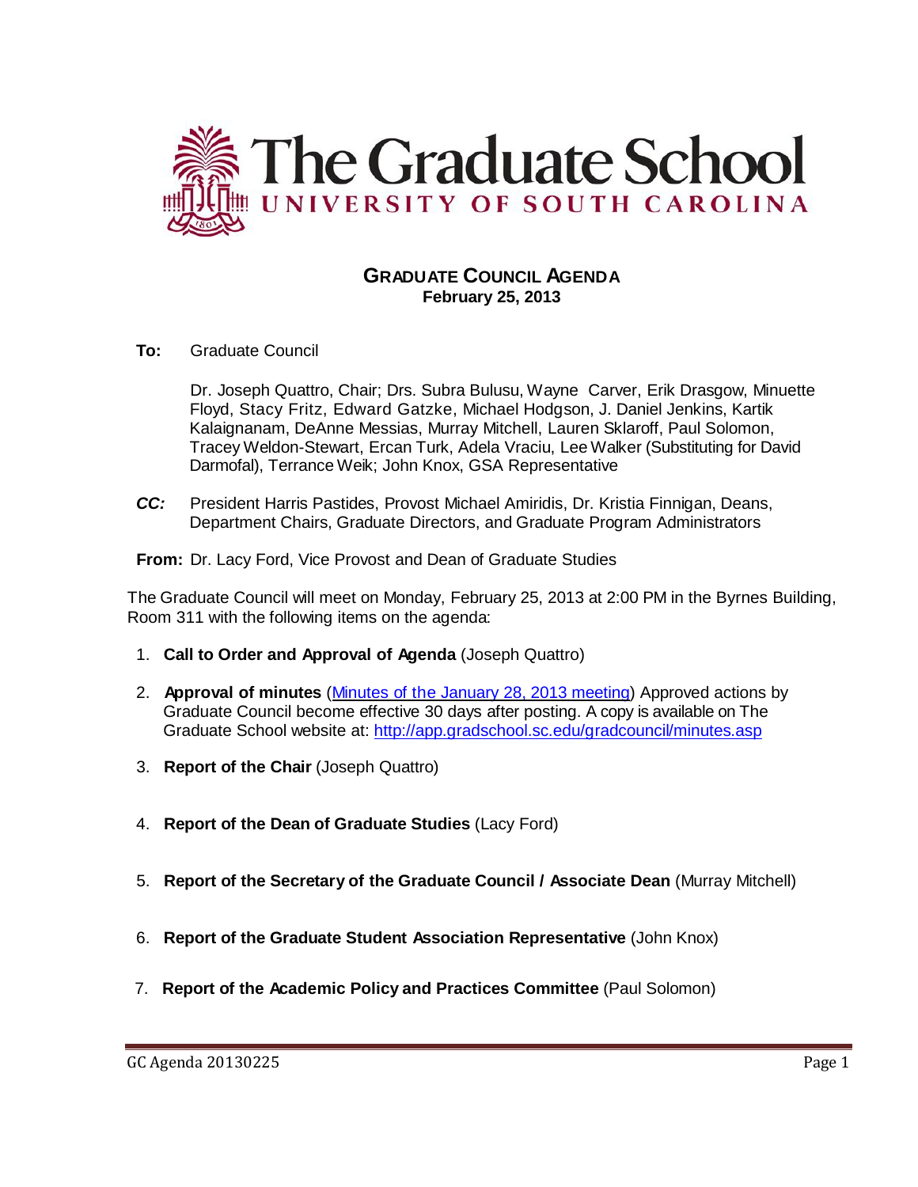# The Graduate School
## UNIVERSITY OF SOUTH CAROLINA

**GRADUATE COUNCIL AGENDA**
**February 25, 2013**

**To:** Graduate Council

Dr. Joseph Quattro, Chair; Drs. Subra Bulusu, Wayne Carver, Erik Drasgow, Minuette Floyd, Stacy Fritz, Edward Gatzke, Michael Hodgson, J. Daniel Jenkins, Kartik Kalaignanam, DeAnne Messias, Murray Mitchell, Lauren Sklaroff, Paul Solomon, Tracey Weldon-Stewart, Ercan Turk, Adela Vraciu, Lee Walker (Substituting for David Darmofal), Terrance Weik; John Knox, GSA Representative

***CC:*** President Harris Pastides, Provost Michael Amiridis, Dr. Kristia Finnigan, Deans, Department Chairs, Graduate Directors, and Graduate Program Administrators

**From:** Dr. Lacy Ford, Vice Provost and Dean of Graduate Studies

The Graduate Council will meet on Monday, February 25, 2013 at 2:00 PM in the Byrnes Building, Room 311 with the following items on the agenda:

1. **Call to Order and Approval of Agenda** (Joseph Quattro)

2. **Approval of minutes** ([Minutes of the January 28, 2013 meeting](http://app.gradschool.sc.edu/gradcouncil/minutes.asp)) Approved actions by Graduate Council become effective 30 days after posting. A copy is available on The Graduate School website at: http://app.gradschool.sc.edu/gradcouncil/minutes.asp

3. **Report of the Chair** (Joseph Quattro)

4. **Report of the Dean of Graduate Studies** (Lacy Ford)

5. **Report of the Secretary of the Graduate Council / Associate Dean** (Murray Mitchell)

6. **Report of the Graduate Student Association Representative** (John Knox)

7. **Report of the Academic Policy and Practices Committee** (Paul Solomon)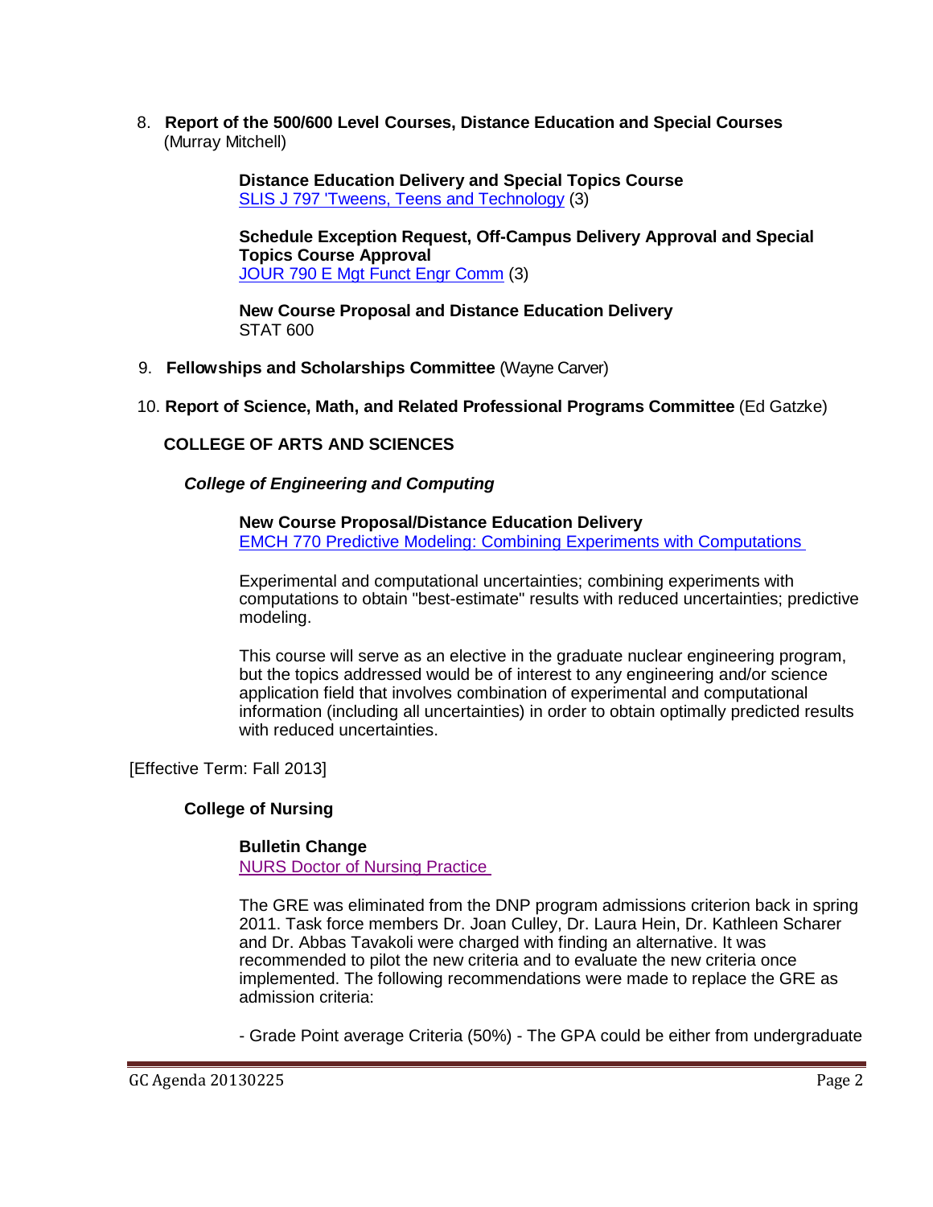8. **Report of the 500/600 Level Courses, Distance Education and Special Courses** (Murray Mitchell)

**Distance Education Delivery and Special Topics Course**
SLIS J 797 'Tweens, Teens and Technology (3)

**Schedule Exception Request, Off-Campus Delivery Approval and Special Topics Course Approval**
JOUR 790 E Mgt Funct Engr Comm (3)

**New Course Proposal and Distance Education Delivery**
STAT 600

9. **Fellowships and Scholarships Committee** (Wayne Carver)

10. **Report of Science, Math, and Related Professional Programs Committee** (Ed Gatzke)

**COLLEGE OF ARTS AND SCIENCES**

***College of Engineering and Computing***

**New Course Proposal/Distance Education Delivery**
EMCH 770 Predictive Modeling: Combining Experiments with Computations

Experimental and computational uncertainties; combining experiments with computations to obtain "best-estimate" results with reduced uncertainties; predictive modeling.

This course will serve as an elective in the graduate nuclear engineering program, but the topics addressed would be of interest to any engineering and/or science application field that involves combination of experimental and computational information (including all uncertainties) in order to obtain optimally predicted results with reduced uncertainties.

[Effective Term: Fall 2013]

**College of Nursing**

**Bulletin Change**
NURS Doctor of Nursing Practice

The GRE was eliminated from the DNP program admissions criterion back in spring 2011. Task force members Dr. Joan Culley, Dr. Laura Hein, Dr. Kathleen Scharer and Dr. Abbas Tavakoli were charged with finding an alternative. It was recommended to pilot the new criteria and to evaluate the new criteria once implemented. The following recommendations were made to replace the GRE as admission criteria:

- Grade Point average Criteria (50%) - The GPA could be either from undergraduate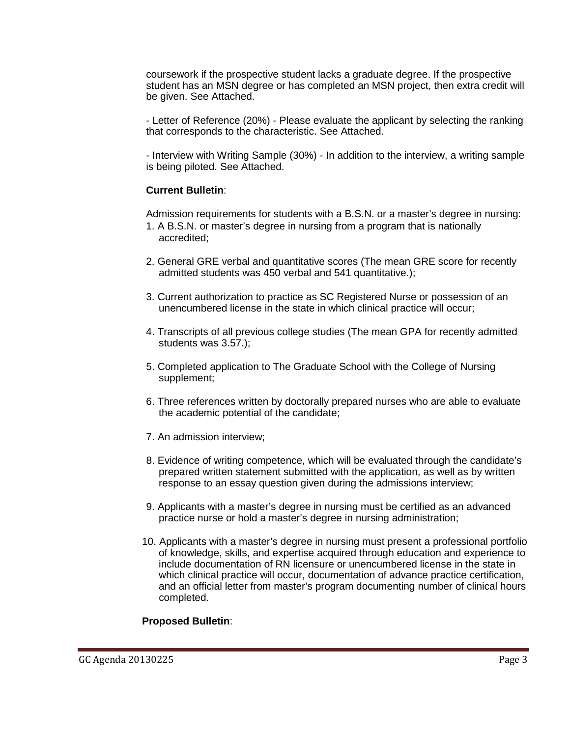coursework if the prospective student lacks a graduate degree. If the prospective student has an MSN degree or has completed an MSN project, then extra credit will be given. See Attached.

- Letter of Reference (20%) - Please evaluate the applicant by selecting the ranking that corresponds to the characteristic. See Attached.

- Interview with Writing Sample (30%) - In addition to the interview, a writing sample is being piloted. See Attached.

**Current Bulletin**:

Admission requirements for students with a B.S.N. or a master's degree in nursing:

1. A B.S.N. or master's degree in nursing from a program that is nationally accredited;

2. General GRE verbal and quantitative scores (The mean GRE score for recently admitted students was 450 verbal and 541 quantitative.);

3. Current authorization to practice as SC Registered Nurse or possession of an unencumbered license in the state in which clinical practice will occur;

4. Transcripts of all previous college studies (The mean GPA for recently admitted students was 3.57.);

5. Completed application to The Graduate School with the College of Nursing supplement;

6. Three references written by doctorally prepared nurses who are able to evaluate the academic potential of the candidate;

7. An admission interview;

8. Evidence of writing competence, which will be evaluated through the candidate's prepared written statement submitted with the application, as well as by written response to an essay question given during the admissions interview;

9. Applicants with a master's degree in nursing must be certified as an advanced practice nurse or hold a master's degree in nursing administration;

10. Applicants with a master's degree in nursing must present a professional portfolio of knowledge, skills, and expertise acquired through education and experience to include documentation of RN licensure or unencumbered license in the state in which clinical practice will occur, documentation of advance practice certification, and an official letter from master's program documenting number of clinical hours completed.

**Proposed Bulletin**: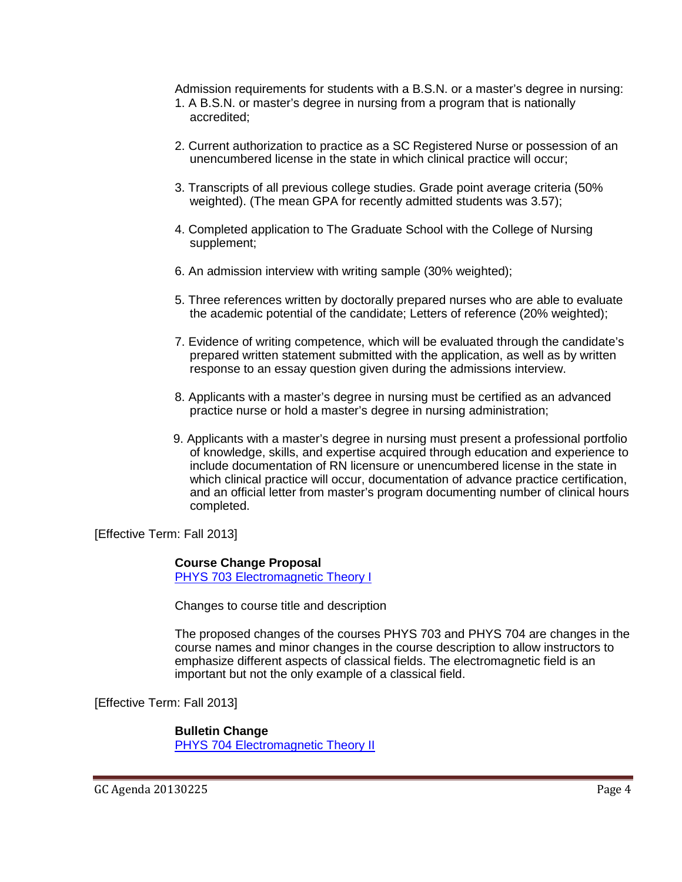Admission requirements for students with a B.S.N. or a master's degree in nursing:

1. A B.S.N. or master's degree in nursing from a program that is nationally accredited;

2. Current authorization to practice as a SC Registered Nurse or possession of an unencumbered license in the state in which clinical practice will occur;

3. Transcripts of all previous college studies. Grade point average criteria (50% weighted). (The mean GPA for recently admitted students was 3.57);

4. Completed application to The Graduate School with the College of Nursing supplement;

6. An admission interview with writing sample (30% weighted);

5. Three references written by doctorally prepared nurses who are able to evaluate the academic potential of the candidate; Letters of reference (20% weighted);

7. Evidence of writing competence, which will be evaluated through the candidate's prepared written statement submitted with the application, as well as by written response to an essay question given during the admissions interview.

8. Applicants with a master's degree in nursing must be certified as an advanced practice nurse or hold a master's degree in nursing administration;

9. Applicants with a master's degree in nursing must present a professional portfolio of knowledge, skills, and expertise acquired through education and experience to include documentation of RN licensure or unencumbered license in the state in which clinical practice will occur, documentation of advance practice certification, and an official letter from master's program documenting number of clinical hours completed.

[Effective Term: Fall 2013]

**Course Change Proposal**
PHYS 703 Electromagnetic Theory I

Changes to course title and description

The proposed changes of the courses PHYS 703 and PHYS 704 are changes in the course names and minor changes in the course description to allow instructors to emphasize different aspects of classical fields. The electromagnetic field is an important but not the only example of a classical field.

[Effective Term: Fall 2013]

**Bulletin Change**
PHYS 704 Electromagnetic Theory II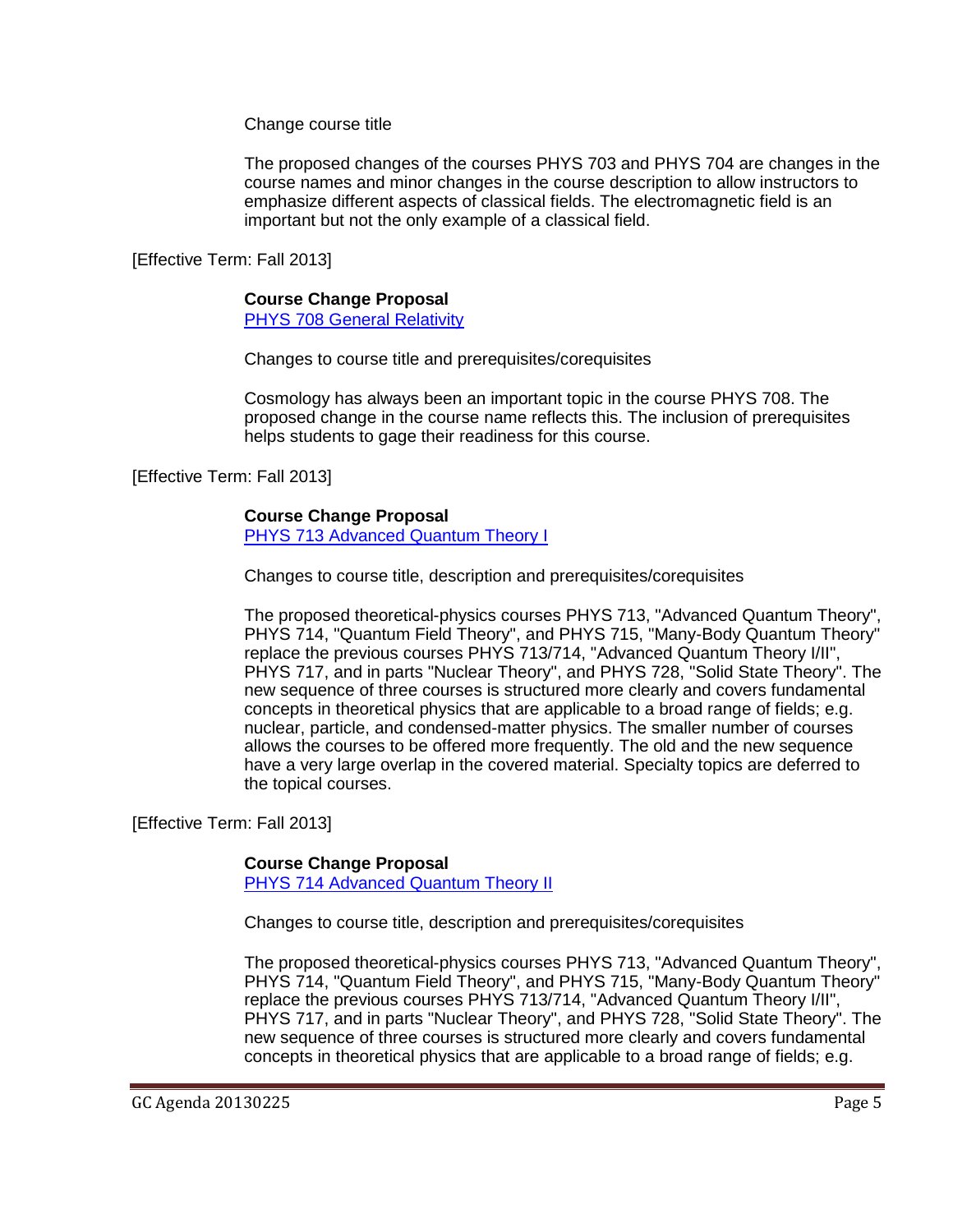Change course title

The proposed changes of the courses PHYS 703 and PHYS 704 are changes in the course names and minor changes in the course description to allow instructors to emphasize different aspects of classical fields. The electromagnetic field is an important but not the only example of a classical field.

[Effective Term: Fall 2013]

**Course Change Proposal**
PHYS 708 General Relativity

Changes to course title and prerequisites/corequisites

Cosmology has always been an important topic in the course PHYS 708. The proposed change in the course name reflects this. The inclusion of prerequisites helps students to gage their readiness for this course.

[Effective Term: Fall 2013]

**Course Change Proposal**
PHYS 713 Advanced Quantum Theory I

Changes to course title, description and prerequisites/corequisites

The proposed theoretical-physics courses PHYS 713, "Advanced Quantum Theory", PHYS 714, "Quantum Field Theory", and PHYS 715, "Many-Body Quantum Theory" replace the previous courses PHYS 713/714, "Advanced Quantum Theory I/II", PHYS 717, and in parts "Nuclear Theory", and PHYS 728, "Solid State Theory". The new sequence of three courses is structured more clearly and covers fundamental concepts in theoretical physics that are applicable to a broad range of fields; e.g. nuclear, particle, and condensed-matter physics. The smaller number of courses allows the courses to be offered more frequently. The old and the new sequence have a very large overlap in the covered material. Specialty topics are deferred to the topical courses.

[Effective Term: Fall 2013]

**Course Change Proposal**
PHYS 714 Advanced Quantum Theory II

Changes to course title, description and prerequisites/corequisites

The proposed theoretical-physics courses PHYS 713, "Advanced Quantum Theory", PHYS 714, "Quantum Field Theory", and PHYS 715, "Many-Body Quantum Theory" replace the previous courses PHYS 713/714, "Advanced Quantum Theory I/II", PHYS 717, and in parts "Nuclear Theory", and PHYS 728, "Solid State Theory". The new sequence of three courses is structured more clearly and covers fundamental concepts in theoretical physics that are applicable to a broad range of fields; e.g.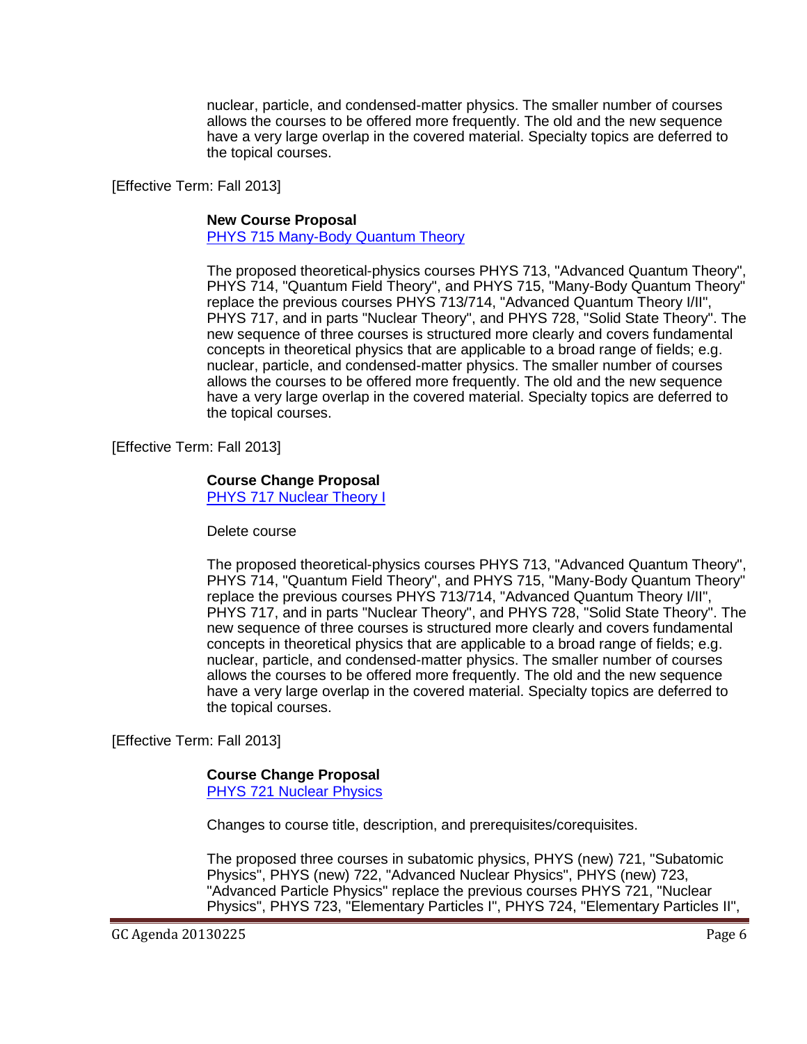nuclear, particle, and condensed-matter physics. The smaller number of courses allows the courses to be offered more frequently. The old and the new sequence have a very large overlap in the covered material. Specialty topics are deferred to the topical courses.

[Effective Term: Fall 2013]

**New Course Proposal**
PHYS 715 Many-Body Quantum Theory

The proposed theoretical-physics courses PHYS 713, "Advanced Quantum Theory", PHYS 714, "Quantum Field Theory", and PHYS 715, "Many-Body Quantum Theory" replace the previous courses PHYS 713/714, "Advanced Quantum Theory I/II", PHYS 717, and in parts "Nuclear Theory", and PHYS 728, "Solid State Theory". The new sequence of three courses is structured more clearly and covers fundamental concepts in theoretical physics that are applicable to a broad range of fields; e.g. nuclear, particle, and condensed-matter physics. The smaller number of courses allows the courses to be offered more frequently. The old and the new sequence have a very large overlap in the covered material. Specialty topics are deferred to the topical courses.

[Effective Term: Fall 2013]

**Course Change Proposal**
PHYS 717 Nuclear Theory I

Delete course

The proposed theoretical-physics courses PHYS 713, "Advanced Quantum Theory", PHYS 714, "Quantum Field Theory", and PHYS 715, "Many-Body Quantum Theory" replace the previous courses PHYS 713/714, "Advanced Quantum Theory I/II", PHYS 717, and in parts "Nuclear Theory", and PHYS 728, "Solid State Theory". The new sequence of three courses is structured more clearly and covers fundamental concepts in theoretical physics that are applicable to a broad range of fields; e.g. nuclear, particle, and condensed-matter physics. The smaller number of courses allows the courses to be offered more frequently. The old and the new sequence have a very large overlap in the covered material. Specialty topics are deferred to the topical courses.

[Effective Term: Fall 2013]

**Course Change Proposal**
PHYS 721 Nuclear Physics

Changes to course title, description, and prerequisites/corequisites.

The proposed three courses in subatomic physics, PHYS (new) 721, "Subatomic Physics", PHYS (new) 722, "Advanced Nuclear Physics", PHYS (new) 723, "Advanced Particle Physics" replace the previous courses PHYS 721, "Nuclear Physics", PHYS 723, "Elementary Particles I", PHYS 724, "Elementary Particles II",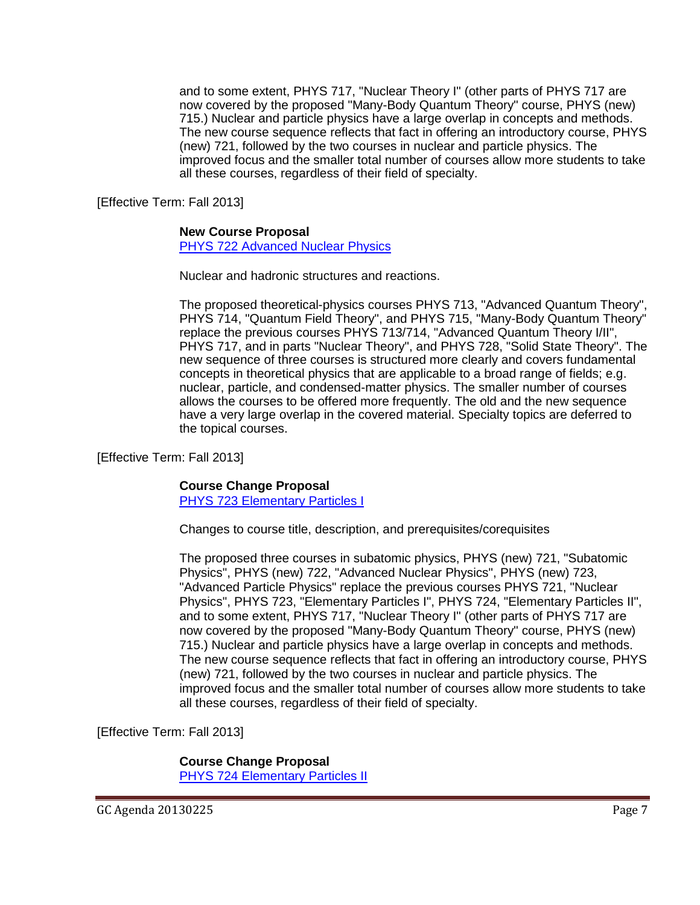and to some extent, PHYS 717, "Nuclear Theory I" (other parts of PHYS 717 are now covered by the proposed "Many-Body Quantum Theory" course, PHYS (new) 715.) Nuclear and particle physics have a large overlap in concepts and methods. The new course sequence reflects that fact in offering an introductory course, PHYS (new) 721, followed by the two courses in nuclear and particle physics. The improved focus and the smaller total number of courses allow more students to take all these courses, regardless of their field of specialty.

[Effective Term: Fall 2013]

**New Course Proposal**
PHYS 722 Advanced Nuclear Physics

Nuclear and hadronic structures and reactions.

The proposed theoretical-physics courses PHYS 713, "Advanced Quantum Theory", PHYS 714, "Quantum Field Theory", and PHYS 715, "Many-Body Quantum Theory" replace the previous courses PHYS 713/714, "Advanced Quantum Theory I/II", PHYS 717, and in parts "Nuclear Theory", and PHYS 728, "Solid State Theory". The new sequence of three courses is structured more clearly and covers fundamental concepts in theoretical physics that are applicable to a broad range of fields; e.g. nuclear, particle, and condensed-matter physics. The smaller number of courses allows the courses to be offered more frequently. The old and the new sequence have a very large overlap in the covered material. Specialty topics are deferred to the topical courses.

[Effective Term: Fall 2013]

**Course Change Proposal**
PHYS 723 Elementary Particles I

Changes to course title, description, and prerequisites/corequisites

The proposed three courses in subatomic physics, PHYS (new) 721, "Subatomic Physics", PHYS (new) 722, "Advanced Nuclear Physics", PHYS (new) 723, "Advanced Particle Physics" replace the previous courses PHYS 721, "Nuclear Physics", PHYS 723, "Elementary Particles I", PHYS 724, "Elementary Particles II", and to some extent, PHYS 717, "Nuclear Theory I" (other parts of PHYS 717 are now covered by the proposed "Many-Body Quantum Theory" course, PHYS (new) 715.) Nuclear and particle physics have a large overlap in concepts and methods. The new course sequence reflects that fact in offering an introductory course, PHYS (new) 721, followed by the two courses in nuclear and particle physics. The improved focus and the smaller total number of courses allow more students to take all these courses, regardless of their field of specialty.

[Effective Term: Fall 2013]

**Course Change Proposal**
PHYS 724 Elementary Particles II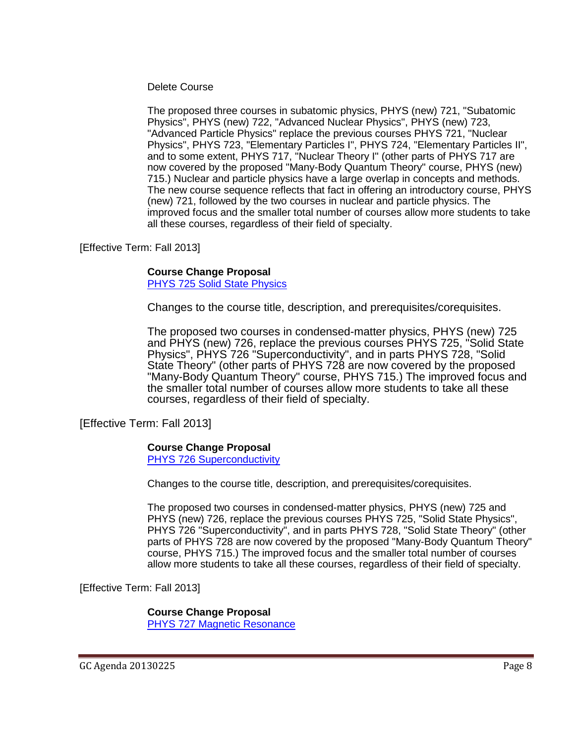Delete Course

The proposed three courses in subatomic physics, PHYS (new) 721, "Subatomic Physics", PHYS (new) 722, "Advanced Nuclear Physics", PHYS (new) 723, "Advanced Particle Physics" replace the previous courses PHYS 721, "Nuclear Physics", PHYS 723, "Elementary Particles I", PHYS 724, "Elementary Particles II", and to some extent, PHYS 717, "Nuclear Theory I" (other parts of PHYS 717 are now covered by the proposed "Many-Body Quantum Theory" course, PHYS (new) 715.) Nuclear and particle physics have a large overlap in concepts and methods. The new course sequence reflects that fact in offering an introductory course, PHYS (new) 721, followed by the two courses in nuclear and particle physics. The improved focus and the smaller total number of courses allow more students to take all these courses, regardless of their field of specialty.

[Effective Term: Fall 2013]

**Course Change Proposal**
PHYS 725 Solid State Physics

Changes to the course title, description, and prerequisites/corequisites.

The proposed two courses in condensed-matter physics, PHYS (new) 725 and PHYS (new) 726, replace the previous courses PHYS 725, "Solid State Physics", PHYS 726 "Superconductivity", and in parts PHYS 728, "Solid State Theory" (other parts of PHYS 728 are now covered by the proposed "Many-Body Quantum Theory" course, PHYS 715.) The improved focus and the smaller total number of courses allow more students to take all these courses, regardless of their field of specialty.

[Effective Term: Fall 2013]

**Course Change Proposal**
PHYS 726 Superconductivity

Changes to the course title, description, and prerequisites/corequisites.

The proposed two courses in condensed-matter physics, PHYS (new) 725 and PHYS (new) 726, replace the previous courses PHYS 725, "Solid State Physics", PHYS 726 "Superconductivity", and in parts PHYS 728, "Solid State Theory" (other parts of PHYS 728 are now covered by the proposed "Many-Body Quantum Theory" course, PHYS 715.) The improved focus and the smaller total number of courses allow more students to take all these courses, regardless of their field of specialty.

[Effective Term: Fall 2013]

**Course Change Proposal**
PHYS 727 Magnetic Resonance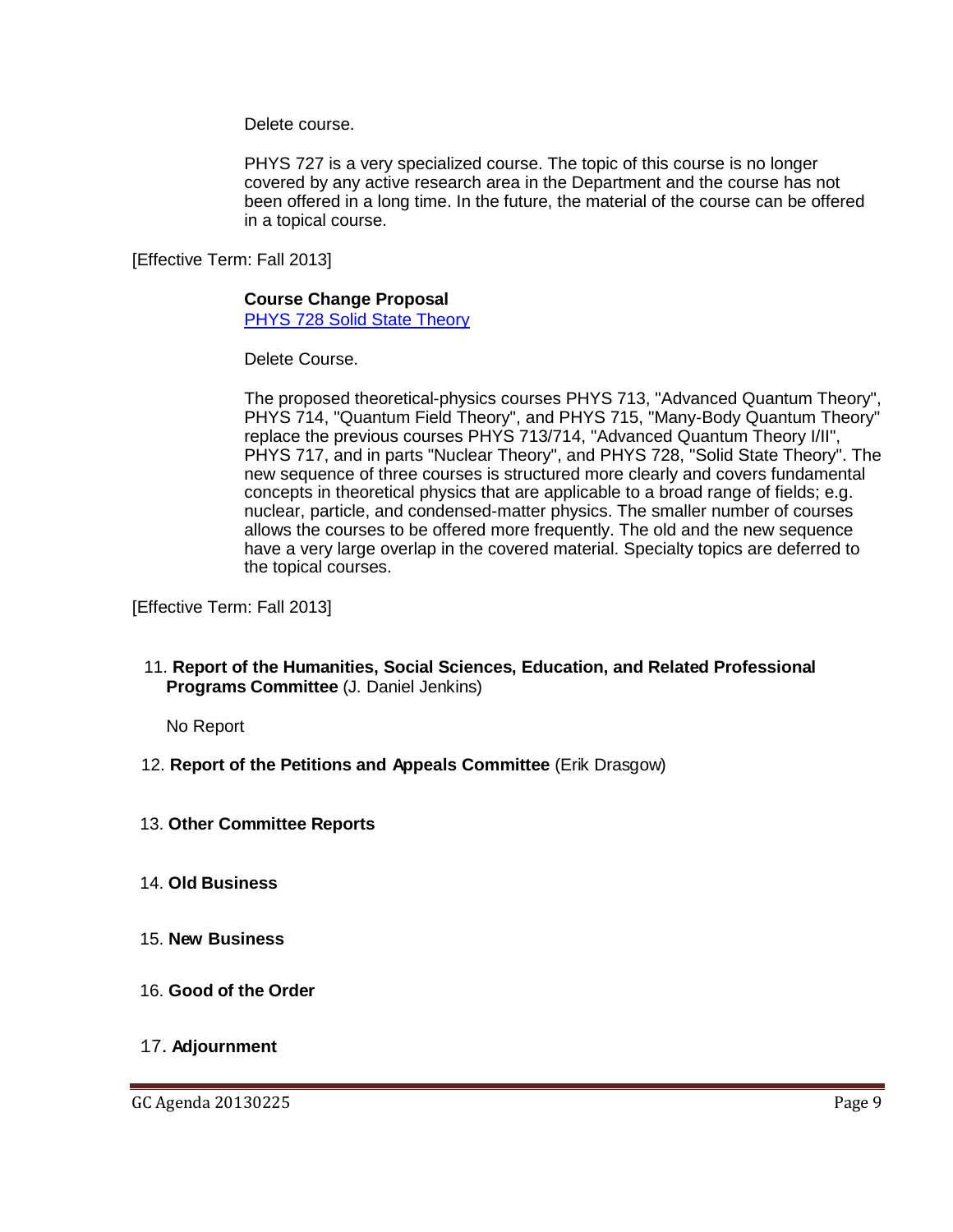Delete course.

PHYS 727 is a very specialized course. The topic of this course is no longer covered by any active research area in the Department and the course has not been offered in a long time. In the future, the material of the course can be offered in a topical course.

[Effective Term: Fall 2013]

**Course Change Proposal**
PHYS 728 Solid State Theory

Delete Course.

The proposed theoretical-physics courses PHYS 713, "Advanced Quantum Theory", PHYS 714, "Quantum Field Theory", and PHYS 715, "Many-Body Quantum Theory" replace the previous courses PHYS 713/714, "Advanced Quantum Theory I/II", PHYS 717, and in parts "Nuclear Theory", and PHYS 728, "Solid State Theory". The new sequence of three courses is structured more clearly and covers fundamental concepts in theoretical physics that are applicable to a broad range of fields; e.g. nuclear, particle, and condensed-matter physics. The smaller number of courses allows the courses to be offered more frequently. The old and the new sequence have a very large overlap in the covered material. Specialty topics are deferred to the topical courses.

[Effective Term: Fall 2013]

11. **Report of the Humanities, Social Sciences, Education, and Related Professional Programs Committee** (J. Daniel Jenkins)

    No Report

12. **Report of the Petitions and Appeals Committee** (Erik Drasgow)

13. **Other Committee Reports**

14. **Old Business**

15. **New Business**

16. **Good of the Order**

17. **Adjournment**